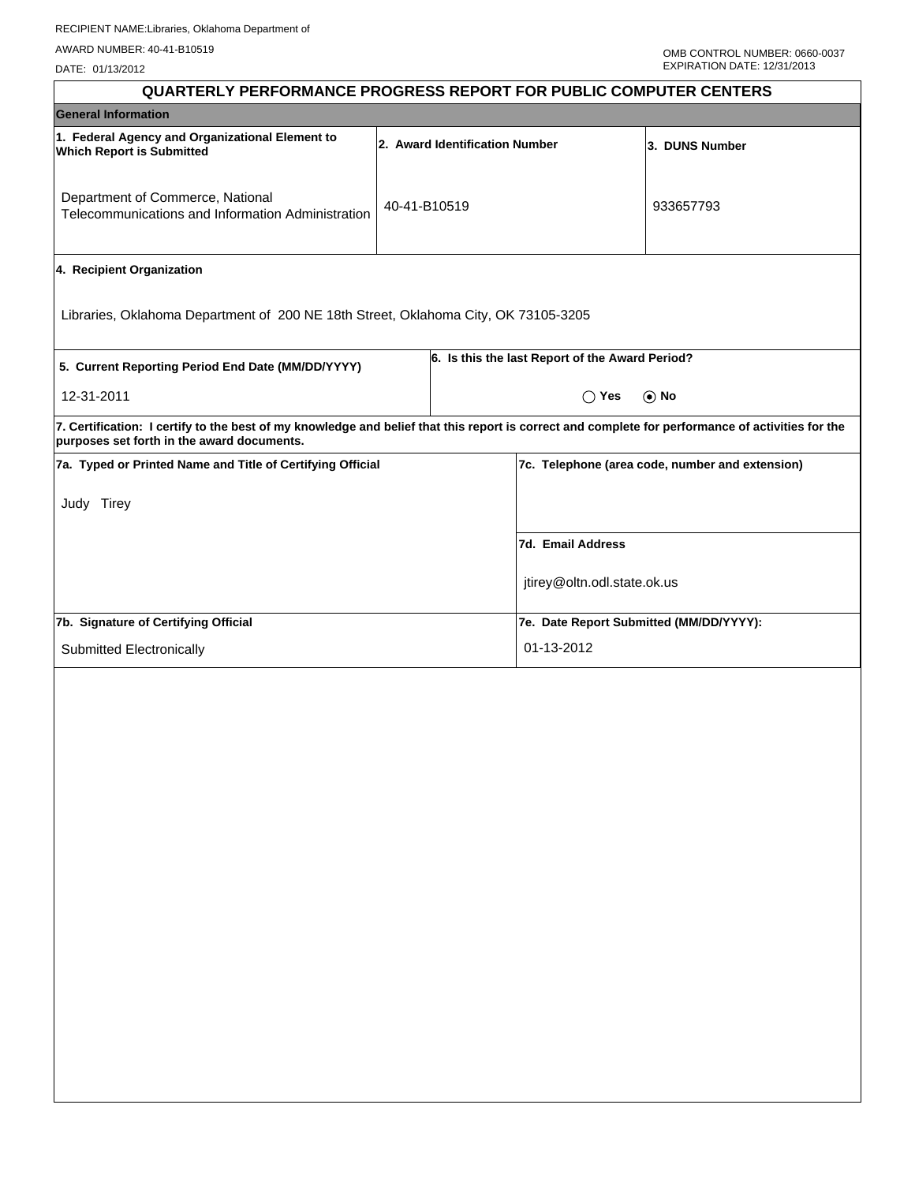RECIPIENT NAME:Libraries, Oklahoma Department of

AWARD NUMBER: 40-41-B10519

DATE: 01/13/2012

OMB CONTROL NUMBER: 0660-0037
EXPIRATION DATE: 12/31/2013

# QUARTERLY PERFORMANCE PROGRESS REPORT FOR PUBLIC COMPUTER CENTERS

## General Information

| 1. Federal Agency and Organizational Element to Which Report is Submitted | 2. Award Identification Number | 3. DUNS Number |
|---|---|---|
| Department of Commerce, National Telecommunications and Information Administration | 40-41-B10519 | 933657793 |

**4. Recipient Organization**

Libraries, Oklahoma Department of 200 NE 18th Street, Oklahoma City, OK 73105-3205

| 5. Current Reporting Period End Date (MM/DD/YYYY) | 6. Is this the last Report of the Award Period? |
|---|---|
| 12-31-2011 | ◯ Yes ◉ No |

**7. Certification: I certify to the best of my knowledge and belief that this report is correct and complete for performance of activities for the purposes set forth in the award documents.**

| 7a. Typed or Printed Name and Title of Certifying Official | 7c. Telephone (area code, number and extension) |
|---|---|
| Judy Tirey | |
| | **7d. Email Address** |
| | jtirey@oltn.odl.state.ok.us |
| **7b. Signature of Certifying Official** | **7e. Date Report Submitted (MM/DD/YYYY):** |
| Submitted Electronically | 01-13-2012 |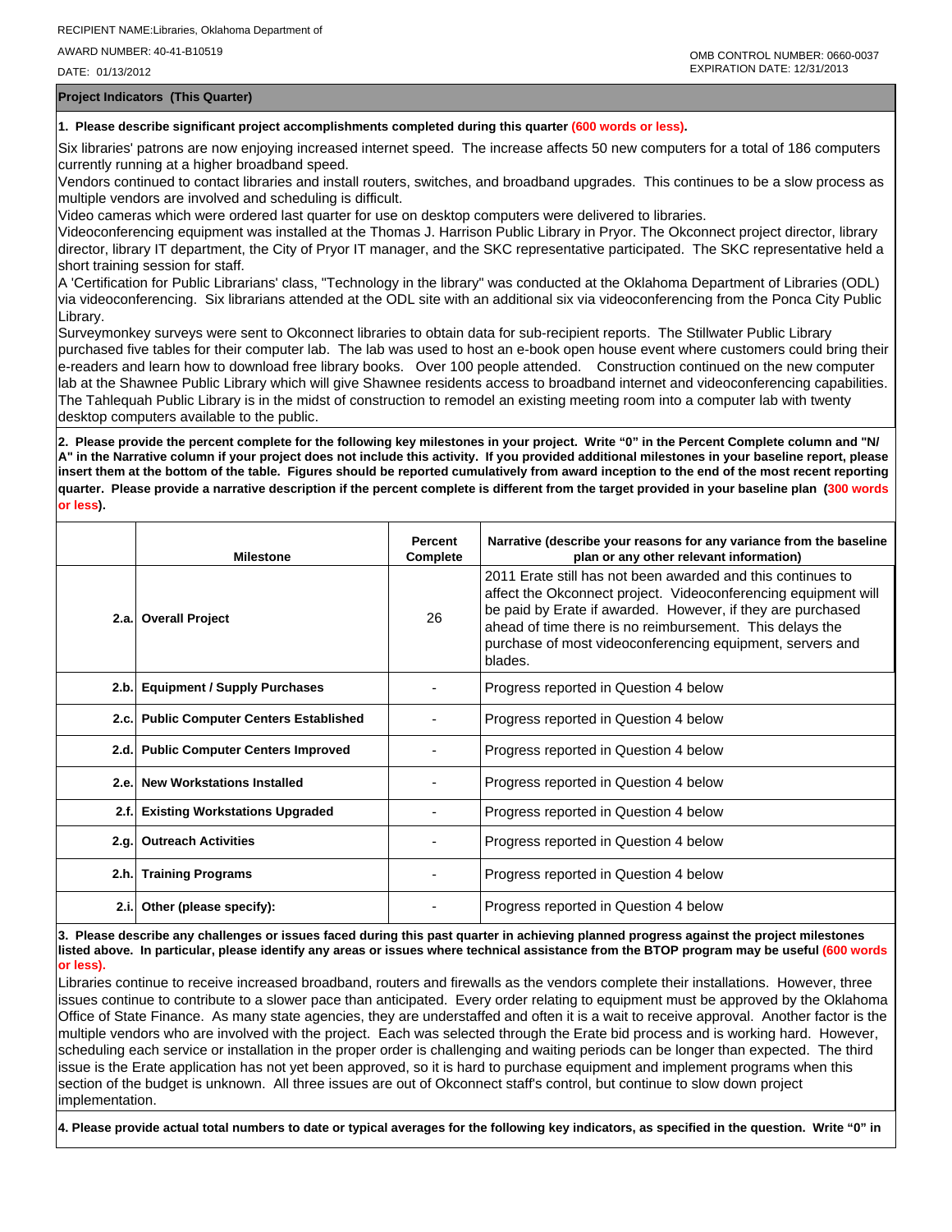RECIPIENT NAME:Libraries, Oklahoma Department of

AWARD NUMBER: 40-41-B10519

DATE: 01/13/2012

OMB CONTROL NUMBER: 0660-0037
EXPIRATION DATE: 12/31/2013

**Project Indicators (This Quarter)**

**1. Please describe significant project accomplishments completed during this quarter (600 words or less).**

Six libraries' patrons are now enjoying increased internet speed. The increase affects 50 new computers for a total of 186 computers currently running at a higher broadband speed.
Vendors continued to contact libraries and install routers, switches, and broadband upgrades. This continues to be a slow process as multiple vendors are involved and scheduling is difficult.
Video cameras which were ordered last quarter for use on desktop computers were delivered to libraries.
Videoconferencing equipment was installed at the Thomas J. Harrison Public Library in Pryor. The Okconnect project director, library director, library IT department, the City of Pryor IT manager, and the SKC representative participated. The SKC representative held a short training session for staff.
A 'Certification for Public Librarians' class, "Technology in the library" was conducted at the Oklahoma Department of Libraries (ODL) via videoconferencing. Six librarians attended at the ODL site with an additional six via videoconferencing from the Ponca City Public Library.
Surveymonkey surveys were sent to Okconnect libraries to obtain data for sub-recipient reports. The Stillwater Public Library purchased five tables for their computer lab. The lab was used to host an e-book open house event where customers could bring their e-readers and learn how to download free library books. Over 100 people attended. Construction continued on the new computer lab at the Shawnee Public Library which will give Shawnee residents access to broadband internet and videoconferencing capabilities. The Tahlequah Public Library is in the midst of construction to remodel an existing meeting room into a computer lab with twenty desktop computers available to the public.

**2. Please provide the percent complete for the following key milestones in your project. Write "0" in the Percent Complete column and "N/A" in the Narrative column if your project does not include this activity. If you provided additional milestones in your baseline report, please insert them at the bottom of the table. Figures should be reported cumulatively from award inception to the end of the most recent reporting quarter. Please provide a narrative description if the percent complete is different from the target provided in your baseline plan (300 words or less).**

| | Milestone | Percent Complete | Narrative (describe your reasons for any variance from the baseline plan or any other relevant information) |
|---|---|---|---|
| 2.a. | **Overall Project** | 26 | 2011 Erate still has not been awarded and this continues to affect the Okconnect project. Videoconferencing equipment will be paid by Erate if awarded. However, if they are purchased ahead of time there is no reimbursement. This delays the purchase of most videoconferencing equipment, servers and blades. |
| 2.b. | **Equipment / Supply Purchases** | - | Progress reported in Question 4 below |
| 2.c. | **Public Computer Centers Established** | - | Progress reported in Question 4 below |
| 2.d. | **Public Computer Centers Improved** | - | Progress reported in Question 4 below |
| 2.e. | **New Workstations Installed** | - | Progress reported in Question 4 below |
| 2.f. | **Existing Workstations Upgraded** | - | Progress reported in Question 4 below |
| 2.g. | **Outreach Activities** | - | Progress reported in Question 4 below |
| 2.h. | **Training Programs** | - | Progress reported in Question 4 below |
| 2.i. | **Other (please specify):** | - | Progress reported in Question 4 below |

**3. Please describe any challenges or issues faced during this past quarter in achieving planned progress against the project milestones listed above. In particular, please identify any areas or issues where technical assistance from the BTOP program may be useful (600 words or less).**

Libraries continue to receive increased broadband, routers and firewalls as the vendors complete their installations. However, three issues continue to contribute to a slower pace than anticipated. Every order relating to equipment must be approved by the Oklahoma Office of State Finance. As many state agencies, they are understaffed and often it is a wait to receive approval. Another factor is the multiple vendors who are involved with the project. Each was selected through the Erate bid process and is working hard. However, scheduling each service or installation in the proper order is challenging and waiting periods can be longer than expected. The third issue is the Erate application has not yet been approved, so it is hard to purchase equipment and implement programs when this section of the budget is unknown. All three issues are out of Okconnect staff's control, but continue to slow down project implementation.

**4. Please provide actual total numbers to date or typical averages for the following key indicators, as specified in the question. Write "0" in**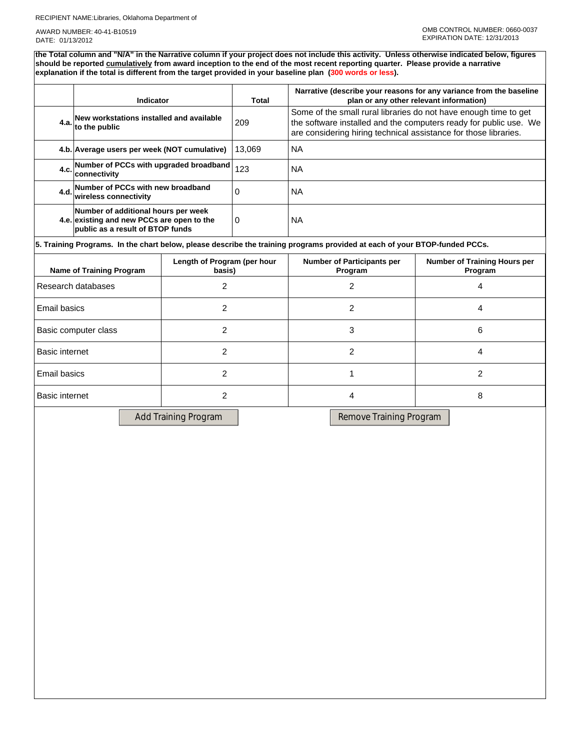RECIPIENT NAME:Libraries, Oklahoma Department of

AWARD NUMBER: 40-41-B10519
DATE: 01/13/2012

OMB CONTROL NUMBER: 0660-0037
EXPIRATION DATE: 12/31/2013

**the Total column and "N/A" in the Narrative column if your project does not include this activity. Unless otherwise indicated below, figures should be reported cumulatively from award inception to the end of the most recent reporting quarter. Please provide a narrative explanation if the total is different from the target provided in your baseline plan (300 words or less).**

| | Indicator | Total | Narrative (describe your reasons for any variance from the baseline plan or any other relevant information) |
|---|---|---|---|
| 4.a. | New workstations installed and available to the public | 209 | Some of the small rural libraries do not have enough time to get the software installed and the computers ready for public use. We are considering hiring technical assistance for those libraries. |
| 4.b. | Average users per week (NOT cumulative) | 13,069 | NA |
| 4.c. | Number of PCCs with upgraded broadband connectivity | 123 | NA |
| 4.d. | Number of PCCs with new broadband wireless connectivity | 0 | NA |
| 4.e. | Number of additional hours per week existing and new PCCs are open to the public as a result of BTOP funds | 0 | NA |

**5. Training Programs. In the chart below, please describe the training programs provided at each of your BTOP-funded PCCs.**

| Name of Training Program | Length of Program (per hour basis) | Number of Participants per Program | Number of Training Hours per Program |
|---|---|---|---|
| Research databases | 2 | 2 | 4 |
| Email basics | 2 | 2 | 4 |
| Basic computer class | 2 | 3 | 6 |
| Basic internet | 2 | 2 | 4 |
| Email basics | 2 | 1 | 2 |
| Basic internet | 2 | 4 | 8 |

Add Training Program | Remove Training Program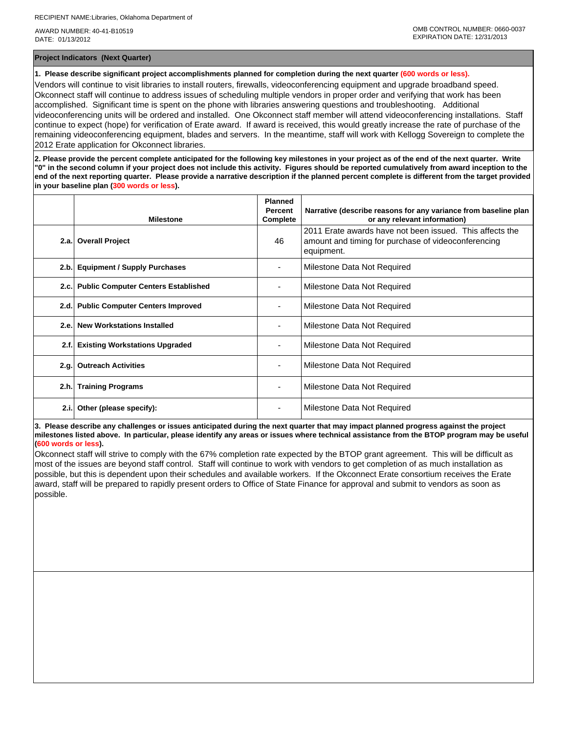RECIPIENT NAME:Libraries, Oklahoma Department of

AWARD NUMBER: 40-41-B10519
DATE: 01/13/2012

OMB CONTROL NUMBER: 0660-0037
EXPIRATION DATE: 12/31/2013

## Project Indicators (Next Quarter)

**1. Please describe significant project accomplishments planned for completion during the next quarter (600 words or less).**

Vendors will continue to visit libraries to install routers, firewalls, videoconferencing equipment and upgrade broadband speed. Okconnect staff will continue to address issues of scheduling multiple vendors in proper order and verifying that work has been accomplished. Significant time is spent on the phone with libraries answering questions and troubleshooting. Additional videoconferencing units will be ordered and installed. One Okconnect staff member will attend videoconferencing installations. Staff continue to expect (hope) for verification of Erate award. If award is received, this would greatly increase the rate of purchase of the remaining videoconferencing equipment, blades and servers. In the meantime, staff will work with Kellogg Sovereign to complete the 2012 Erate application for Okconnect libraries.

**2. Please provide the percent complete anticipated for the following key milestones in your project as of the end of the next quarter. Write "0" in the second column if your project does not include this activity. Figures should be reported cumulatively from award inception to the end of the next reporting quarter. Please provide a narrative description if the planned percent complete is different from the target provided in your baseline plan (300 words or less).**

| | Milestone | Planned Percent Complete | Narrative (describe reasons for any variance from baseline plan or any relevant information) |
|---|---|---|---|
| 2.a. | Overall Project | 46 | 2011 Erate awards have not been issued. This affects the amount and timing for purchase of videoconferencing equipment. |
| 2.b. | Equipment / Supply Purchases | - | Milestone Data Not Required |
| 2.c. | Public Computer Centers Established | - | Milestone Data Not Required |
| 2.d. | Public Computer Centers Improved | - | Milestone Data Not Required |
| 2.e. | New Workstations Installed | - | Milestone Data Not Required |
| 2.f. | Existing Workstations Upgraded | - | Milestone Data Not Required |
| 2.g. | Outreach Activities | - | Milestone Data Not Required |
| 2.h. | Training Programs | - | Milestone Data Not Required |
| 2.i. | Other (please specify): | - | Milestone Data Not Required |

**3. Please describe any challenges or issues anticipated during the next quarter that may impact planned progress against the project milestones listed above. In particular, please identify any areas or issues where technical assistance from the BTOP program may be useful (600 words or less).**

Okconnect staff will strive to comply with the 67% completion rate expected by the BTOP grant agreement. This will be difficult as most of the issues are beyond staff control. Staff will continue to work with vendors to get completion of as much installation as possible, but this is dependent upon their schedules and available workers. If the Okconnect Erate consortium receives the Erate award, staff will be prepared to rapidly present orders to Office of State Finance for approval and submit to vendors as soon as possible.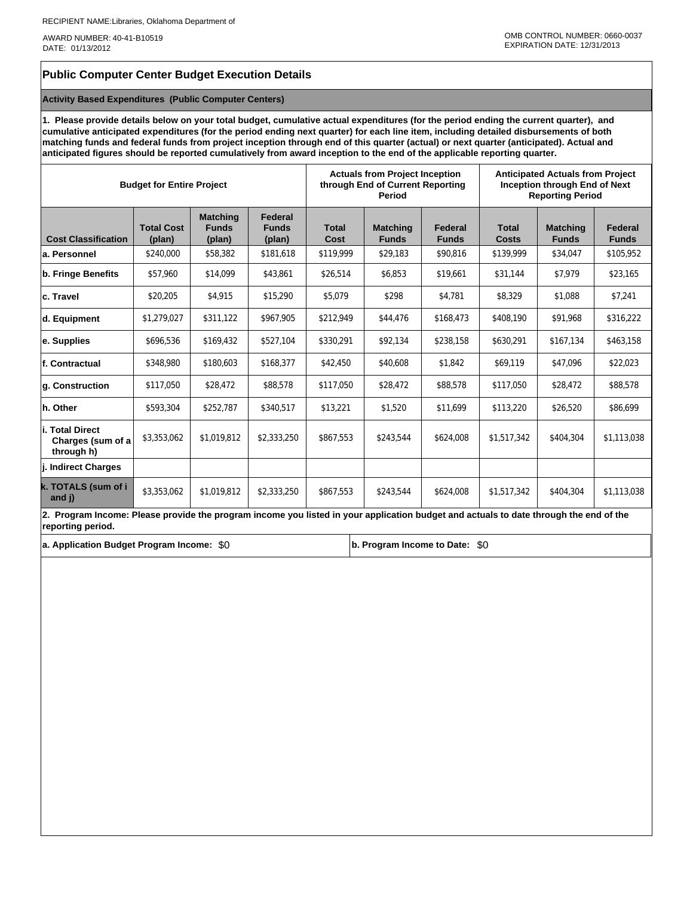RECIPIENT NAME:Libraries, Oklahoma Department of

AWARD NUMBER: 40-41-B10519
DATE: 01/13/2012

OMB CONTROL NUMBER: 0660-0037
EXPIRATION DATE: 12/31/2013

## Public Computer Center Budget Execution Details

**Activity Based Expenditures (Public Computer Centers)**

**1. Please provide details below on your total budget, cumulative actual expenditures (for the period ending the current quarter), and cumulative anticipated expenditures (for the period ending next quarter) for each line item, including detailed disbursements of both matching funds and federal funds from project inception through end of this quarter (actual) or next quarter (anticipated). Actual and anticipated figures should be reported cumulatively from award inception to the end of the applicable reporting quarter.**

| | Budget for Entire Project | | | Actuals from Project Inception through End of Current Reporting Period | | | Anticipated Actuals from Project Inception through End of Next Reporting Period | | |
|---|---|---|---|---|---|---|---|---|---|
| **Cost Classification** | **Total Cost (plan)** | **Matching Funds (plan)** | **Federal Funds (plan)** | **Total Cost** | **Matching Funds** | **Federal Funds** | **Total Costs** | **Matching Funds** | **Federal Funds** |
| a. Personnel | $240,000 | $58,382 | $181,618 | $119,999 | $29,183 | $90,816 | $139,999 | $34,047 | $105,952 |
| b. Fringe Benefits | $57,960 | $14,099 | $43,861 | $26,514 | $6,853 | $19,661 | $31,144 | $7,979 | $23,165 |
| c. Travel | $20,205 | $4,915 | $15,290 | $5,079 | $298 | $4,781 | $8,329 | $1,088 | $7,241 |
| d. Equipment | $1,279,027 | $311,122 | $967,905 | $212,949 | $44,476 | $168,473 | $408,190 | $91,968 | $316,222 |
| e. Supplies | $696,536 | $169,432 | $527,104 | $330,291 | $92,134 | $238,158 | $630,291 | $167,134 | $463,158 |
| f. Contractual | $348,980 | $180,603 | $168,377 | $42,450 | $40,608 | $1,842 | $69,119 | $47,096 | $22,023 |
| g. Construction | $117,050 | $28,472 | $88,578 | $117,050 | $28,472 | $88,578 | $117,050 | $28,472 | $88,578 |
| h. Other | $593,304 | $252,787 | $340,517 | $13,221 | $1,520 | $11,699 | $113,220 | $26,520 | $86,699 |
| i. Total Direct Charges (sum of a through h) | $3,353,062 | $1,019,812 | $2,333,250 | $867,553 | $243,544 | $624,008 | $1,517,342 | $404,304 | $1,113,038 |
| j. Indirect Charges | | | | | | | | | |
| k. TOTALS (sum of i and j) | $3,353,062 | $1,019,812 | $2,333,250 | $867,553 | $243,544 | $624,008 | $1,517,342 | $404,304 | $1,113,038 |

**2. Program Income: Please provide the program income you listed in your application budget and actuals to date through the end of the reporting period.**

**a. Application Budget Program Income:** $0

**b. Program Income to Date:** $0